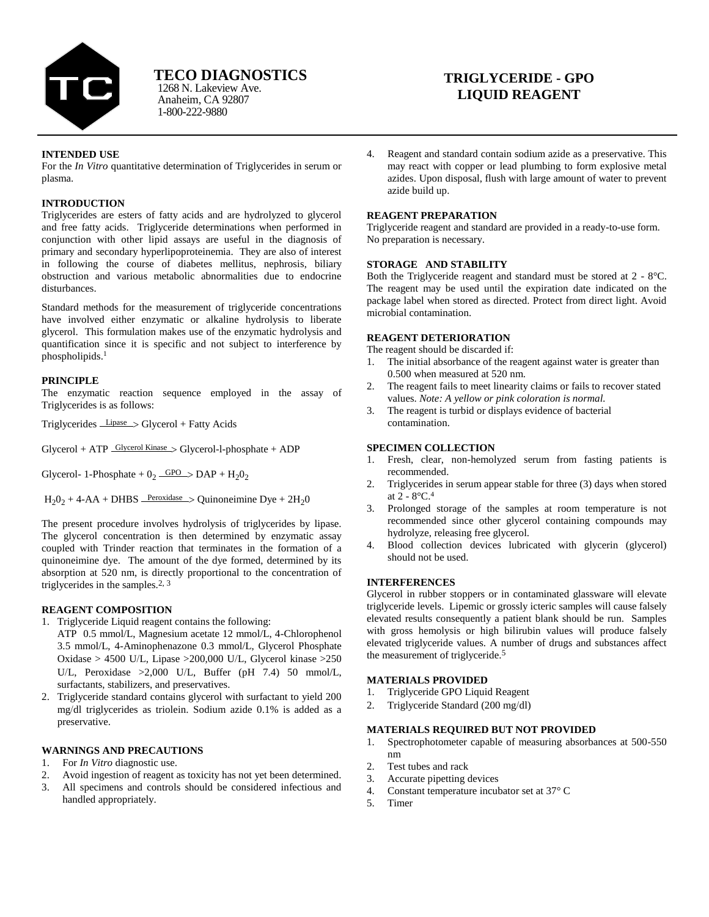# TECO DIAGNOSTICS

1268 N. Lakeview Ave.
Anaheim, CA 92807
1-800-222-9880

# TRIGLYCERIDE - GPO LIQUID REAGENT

### INTENDED USE

For the *In Vitro* quantitative determination of Triglycerides in serum or plasma.

### INTRODUCTION

Triglycerides are esters of fatty acids and are hydrolyzed to glycerol and free fatty acids. Triglyceride determinations when performed in conjunction with other lipid assays are useful in the diagnosis of primary and secondary hyperlipoproteinemia. They are also of interest in following the course of diabetes mellitus, nephrosis, biliary obstruction and various metabolic abnormalities due to endocrine disturbances.

Standard methods for the measurement of triglyceride concentrations have involved either enzymatic or alkaline hydrolysis to liberate glycerol. This formulation makes use of the enzymatic hydrolysis and quantification since it is specific and not subject to interference by phospholipids.[1]

### PRINCIPLE

The enzymatic reaction sequence employed in the assay of Triglycerides is as follows:

$$\text{Triglycerides} \xrightarrow{\text{Lipase}} \text{Glycerol + Fatty Acids}$$

$$\text{Glycerol + ATP} \xrightarrow{\text{Glycerol Kinase}} \text{Glycerol-l-phosphate + ADP}$$

$$\text{Glycerol- 1-Phosphate} + O_2 \xrightarrow{\text{GPO}} \text{DAP} + H_2O_2$$

$$H_2O_2 + \text{4-AA + DHBS} \xrightarrow{\text{Peroxidase}} \text{Quinoneimine Dye} + 2H_2O$$

The present procedure involves hydrolysis of triglycerides by lipase. The glycerol concentration is then determined by enzymatic assay coupled with Trinder reaction that terminates in the formation of a quinoneimine dye. The amount of the dye formed, determined by its absorption at 520 nm, is directly proportional to the concentration of triglycerides in the samples.[2, 3]

### REAGENT COMPOSITION

1. Triglyceride Liquid reagent contains the following:
   ATP 0.5 mmol/L, Magnesium acetate 12 mmol/L, 4-Chlorophenol 3.5 mmol/L, 4-Aminophenazone 0.3 mmol/L, Glycerol Phosphate Oxidase > 4500 U/L, Lipase >200,000 U/L, Glycerol kinase >250 U/L, Peroxidase >2,000 U/L, Buffer (pH 7.4) 50 mmol/L, surfactants, stabilizers, and preservatives.
2. Triglyceride standard contains glycerol with surfactant to yield 200 mg/dl triglycerides as triolein. Sodium azide 0.1% is added as a preservative.

### WARNINGS AND PRECAUTIONS

1. For *In Vitro* diagnostic use.
2. Avoid ingestion of reagent as toxicity has not yet been determined.
3. All specimens and controls should be considered infectious and handled appropriately.
4. Reagent and standard contain sodium azide as a preservative. This may react with copper or lead plumbing to form explosive metal azides. Upon disposal, flush with large amount of water to prevent azide build up.

### REAGENT PREPARATION

Triglyceride reagent and standard are provided in a ready-to-use form. No preparation is necessary.

### STORAGE AND STABILITY

Both the Triglyceride reagent and standard must be stored at 2 - 8°C. The reagent may be used until the expiration date indicated on the package label when stored as directed. Protect from direct light. Avoid microbial contamination.

### REAGENT DETERIORATION

The reagent should be discarded if:

1. The initial absorbance of the reagent against water is greater than 0.500 when measured at 520 nm.
2. The reagent fails to meet linearity claims or fails to recover stated values. *Note: A yellow or pink coloration is normal.*
3. The reagent is turbid or displays evidence of bacterial contamination.

### SPECIMEN COLLECTION

1. Fresh, clear, non-hemolyzed serum from fasting patients is recommended.
2. Triglycerides in serum appear stable for three (3) days when stored at 2 - 8°C.[4]
3. Prolonged storage of the samples at room temperature is not recommended since other glycerol containing compounds may hydrolyze, releasing free glycerol.
4. Blood collection devices lubricated with glycerin (glycerol) should not be used.

### INTERFERENCES

Glycerol in rubber stoppers or in contaminated glassware will elevate triglyceride levels. Lipemic or grossly icteric samples will cause falsely elevated results consequently a patient blank should be run. Samples with gross hemolysis or high bilirubin values will produce falsely elevated triglyceride values. A number of drugs and substances affect the measurement of triglyceride.[5]

### MATERIALS PROVIDED

1. Triglyceride GPO Liquid Reagent
2. Triglyceride Standard (200 mg/dl)

### MATERIALS REQUIRED BUT NOT PROVIDED

1. Spectrophotometer capable of measuring absorbances at 500-550 nm
2. Test tubes and rack
3. Accurate pipetting devices
4. Constant temperature incubator set at 37° C
5. Timer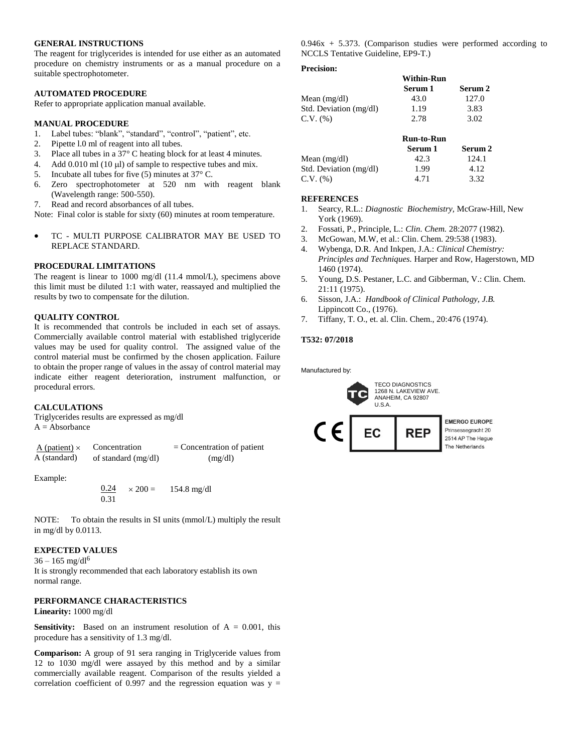**GENERAL INSTRUCTIONS**

The reagent for triglycerides is intended for use either as an automated procedure on chemistry instruments or as a manual procedure on a suitable spectrophotometer.

**AUTOMATED PROCEDURE**

Refer to appropriate application manual available.

**MANUAL PROCEDURE**

1. Label tubes: "blank", "standard", "control", "patient", etc.
2. Pipette l.0 ml of reagent into all tubes.
3. Place all tubes in a 37° C heating block for at least 4 minutes.
4. Add 0.010 ml (10 μl) of sample to respective tubes and mix.
5. Incubate all tubes for five (5) minutes at 37° C.
6. Zero spectrophotometer at 520 nm with reagent blank (Wavelength range: 500-550).
7. Read and record absorbances of all tubes.

Note: Final color is stable for sixty (60) minutes at room temperature.

- TC - MULTI PURPOSE CALIBRATOR MAY BE USED TO REPLACE STANDARD.

**PROCEDURAL LIMITATIONS**

The reagent is linear to 1000 mg/dl (11.4 mmol/L), specimens above this limit must be diluted 1:1 with water, reassayed and multiplied the results by two to compensate for the dilution.

**QUALITY CONTROL**

It is recommended that controls be included in each set of assays. Commercially available control material with established triglyceride values may be used for quality control. The assigned value of the control material must be confirmed by the chosen application. Failure to obtain the proper range of values in the assay of control material may indicate either reagent deterioration, instrument malfunction, or procedural errors.

**CALCULATIONS**

Triglycerides results are expressed as mg/dl
A = Absorbance

$$\frac{\text{A (patient)}}{\text{A (standard)}} \times \text{Concentration of standard (mg/dl)} = \text{Concentration of patient (mg/dl)}$$

Example:

$$\frac{0.24}{0.31} \times 200 = 154.8 \text{ mg/dl}$$

NOTE: To obtain the results in SI units (mmol/L) multiply the result in mg/dl by 0.0113.

**EXPECTED VALUES**

36 – 165 mg/dl[6]

It is strongly recommended that each laboratory establish its own normal range.

**PERFORMANCE CHARACTERISTICS**

**Linearity:** 1000 mg/dl

**Sensitivity:** Based on an instrument resolution of A = 0.001, this procedure has a sensitivity of 1.3 mg/dl.

**Comparison:** A group of 91 sera ranging in Triglyceride values from 12 to 1030 mg/dl were assayed by this method and by a similar commercially available reagent. Comparison of the results yielded a correlation coefficient of 0.997 and the regression equation was $y = 0.946x + 5.373$. (Comparison studies were performed according to NCCLS Tentative Guideline, EP9-T.)

**Precision:**

| Within-Run | Serum 1 | Serum 2 |
|---|---|---|
| Mean (mg/dl) | 43.0 | 127.0 |
| Std. Deviation (mg/dl) | 1.19 | 3.83 |
| C.V. (%) | 2.78 | 3.02 |

| Run-to-Run | Serum 1 | Serum 2 |
|---|---|---|
| Mean (mg/dl) | 42.3 | 124.1 |
| Std. Deviation (mg/dl) | 1.99 | 4.12 |
| C.V. (%) | 4.71 | 3.32 |

**REFERENCES**

1. Searcy, R.L.: *Diagnostic Biochemistry,* McGraw-Hill, New York (1969).
2. Fossati, P., Principle, L.: *Clin. Chem.* 28:2077 (1982).
3. McGowan, M.W, et al.: Clin. Chem. 29:538 (1983).
4. Wybenga, D.R. And Inkpen, J.A.: *Clinical Chemistry: Principles and Techniques.* Harper and Row, Hagerstown, MD 1460 (1974).
5. Young, D.S. Pestaner, L.C. and Gibberman, V.: Clin. Chem. 21:11 (1975).
6. Sisson, J.A.: *Handbook of Clinical Pathology, J.B.* Lippincott Co., (1976).
7. Tiffany, T. O., et. al. Clin. Chem., 20:476 (1974).

**T532: 07/2018**

Manufactured by:

TECO DIAGNOSTICS
1268 N. LAKEVIEW AVE.
ANAHEIM, CA 92807
U.S.A.

CE | EC | REP

EMERGO EUROPE
Prinsessegracht 20
2514 AP The Hague
The Netherlands